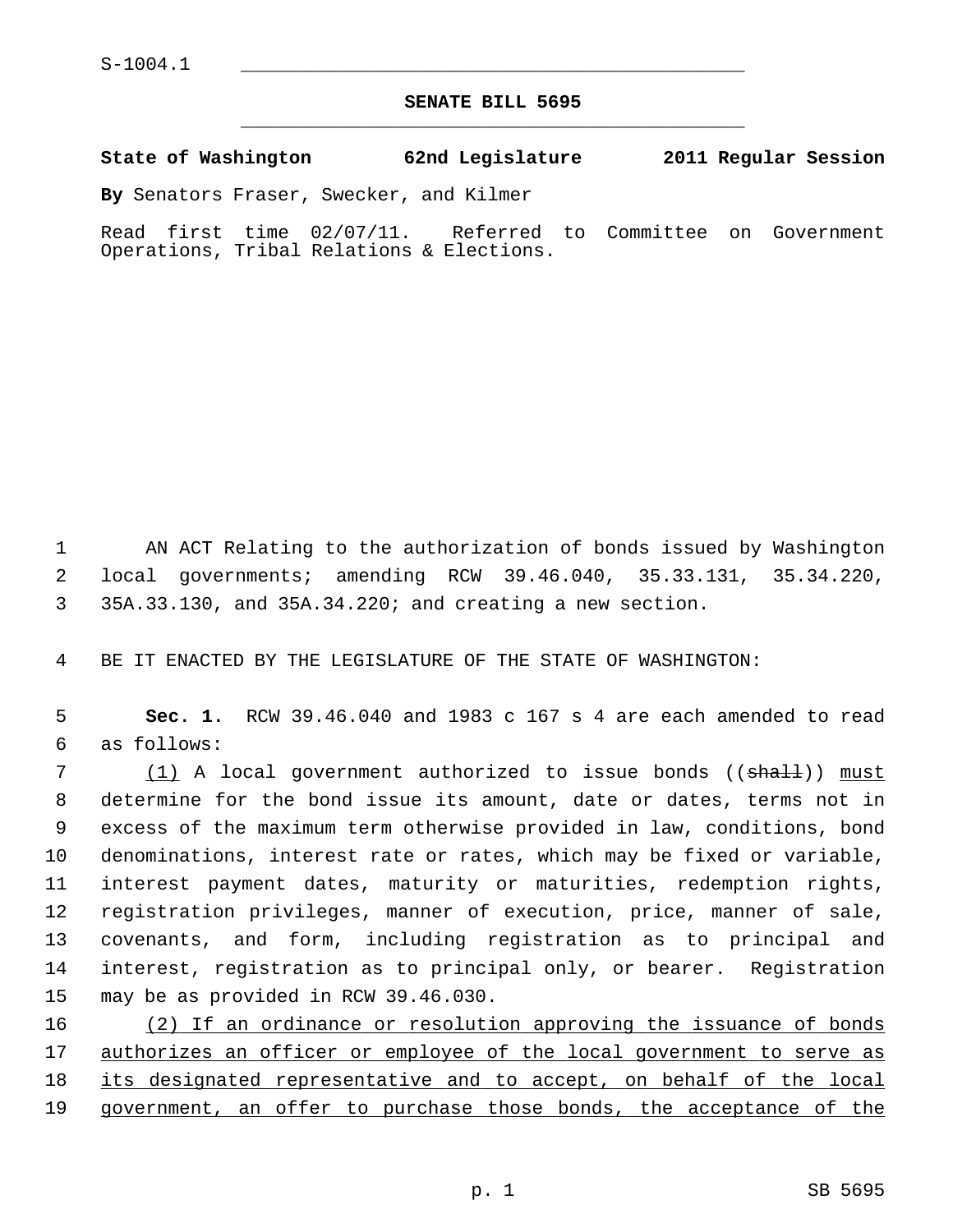S-1004.1

**SENATE BILL 5695**

**State of Washington 62nd Legislature 2011 Regular Session**

**By** Senators Fraser, Swecker, and Kilmer

Read first time 02/07/11. Referred to Committee on Government Operations, Tribal Relations & Elections.

AN ACT Relating to the authorization of bonds issued by Washington local governments; amending RCW 39.46.040, 35.33.131, 35.34.220, 35A.33.130, and 35A.34.220; and creating a new section.

BE IT ENACTED BY THE LEGISLATURE OF THE STATE OF WASHINGTON:

**Sec. 1.** RCW 39.46.040 and 1983 c 167 s 4 are each amended to read as follows:

(1) A local government authorized to issue bonds ((~~shall~~)) must determine for the bond issue its amount, date or dates, terms not in excess of the maximum term otherwise provided in law, conditions, bond denominations, interest rate or rates, which may be fixed or variable, interest payment dates, maturity or maturities, redemption rights, registration privileges, manner of execution, price, manner of sale, covenants, and form, including registration as to principal and interest, registration as to principal only, or bearer. Registration may be as provided in RCW 39.46.030.

(2) If an ordinance or resolution approving the issuance of bonds authorizes an officer or employee of the local government to serve as its designated representative and to accept, on behalf of the local government, an offer to purchase those bonds, the acceptance of the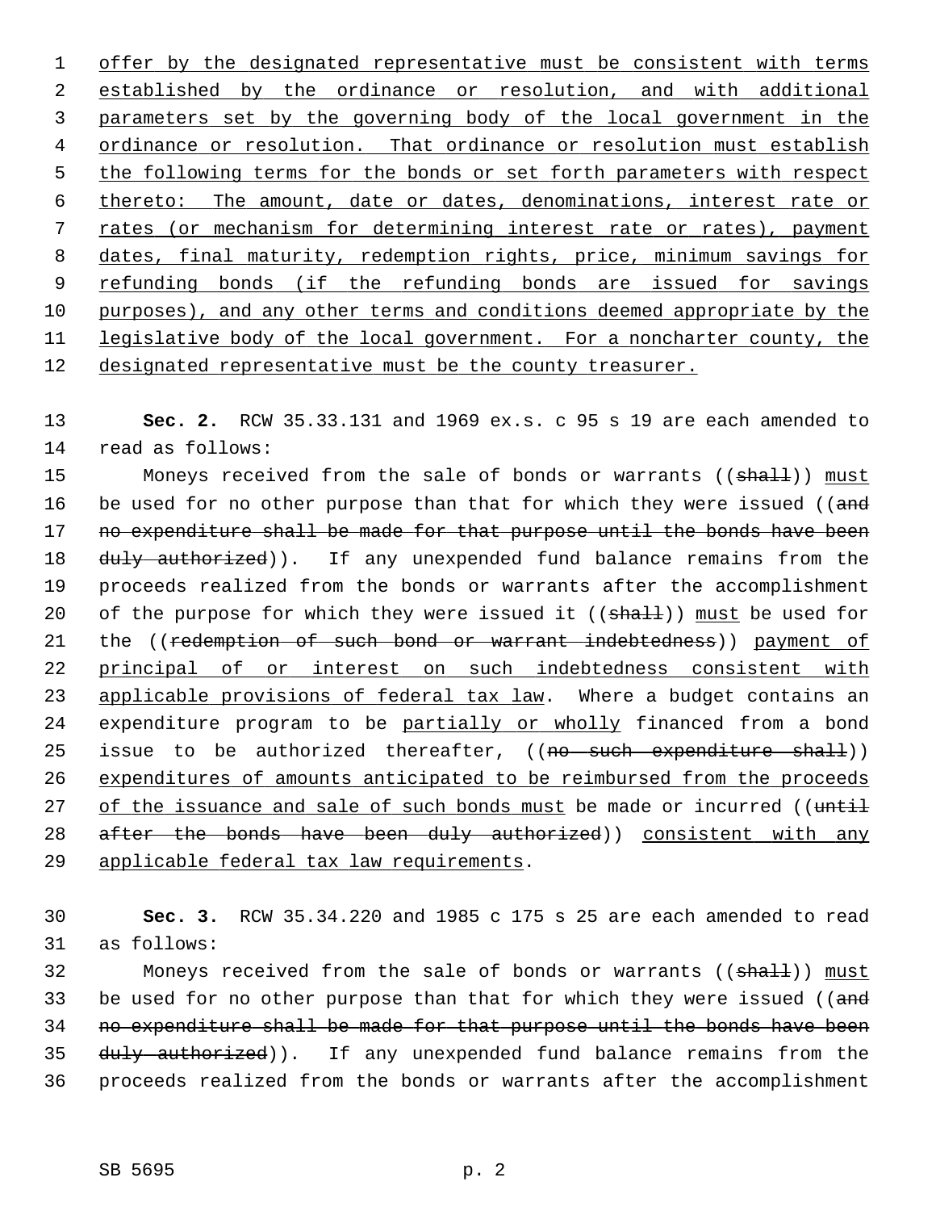offer by the designated representative must be consistent with terms established by the ordinance or resolution, and with additional parameters set by the governing body of the local government in the ordinance or resolution. That ordinance or resolution must establish the following terms for the bonds or set forth parameters with respect thereto: The amount, date or dates, denominations, interest rate or rates (or mechanism for determining interest rate or rates), payment dates, final maturity, redemption rights, price, minimum savings for refunding bonds (if the refunding bonds are issued for savings purposes), and any other terms and conditions deemed appropriate by the legislative body of the local government. For a noncharter county, the designated representative must be the county treasurer.

**Sec. 2.** RCW 35.33.131 and 1969 ex.s. c 95 s 19 are each amended to read as follows:

Moneys received from the sale of bonds or warrants ((~~shall~~)) must be used for no other purpose than that for which they were issued ((~~and no expenditure shall be made for that purpose until the bonds have been duly authorized~~)). If any unexpended fund balance remains from the proceeds realized from the bonds or warrants after the accomplishment of the purpose for which they were issued it ((~~shall~~)) must be used for the ((~~redemption of such bond or warrant indebtedness~~)) payment of principal of or interest on such indebtedness consistent with applicable provisions of federal tax law. Where a budget contains an expenditure program to be partially or wholly financed from a bond issue to be authorized thereafter, ((~~no such expenditure shall~~)) expenditures of amounts anticipated to be reimbursed from the proceeds of the issuance and sale of such bonds must be made or incurred ((~~until after the bonds have been duly authorized~~)) consistent with any applicable federal tax law requirements.

**Sec. 3.** RCW 35.34.220 and 1985 c 175 s 25 are each amended to read as follows:

Moneys received from the sale of bonds or warrants ((~~shall~~)) must be used for no other purpose than that for which they were issued ((~~and no expenditure shall be made for that purpose until the bonds have been duly authorized~~)). If any unexpended fund balance remains from the proceeds realized from the bonds or warrants after the accomplishment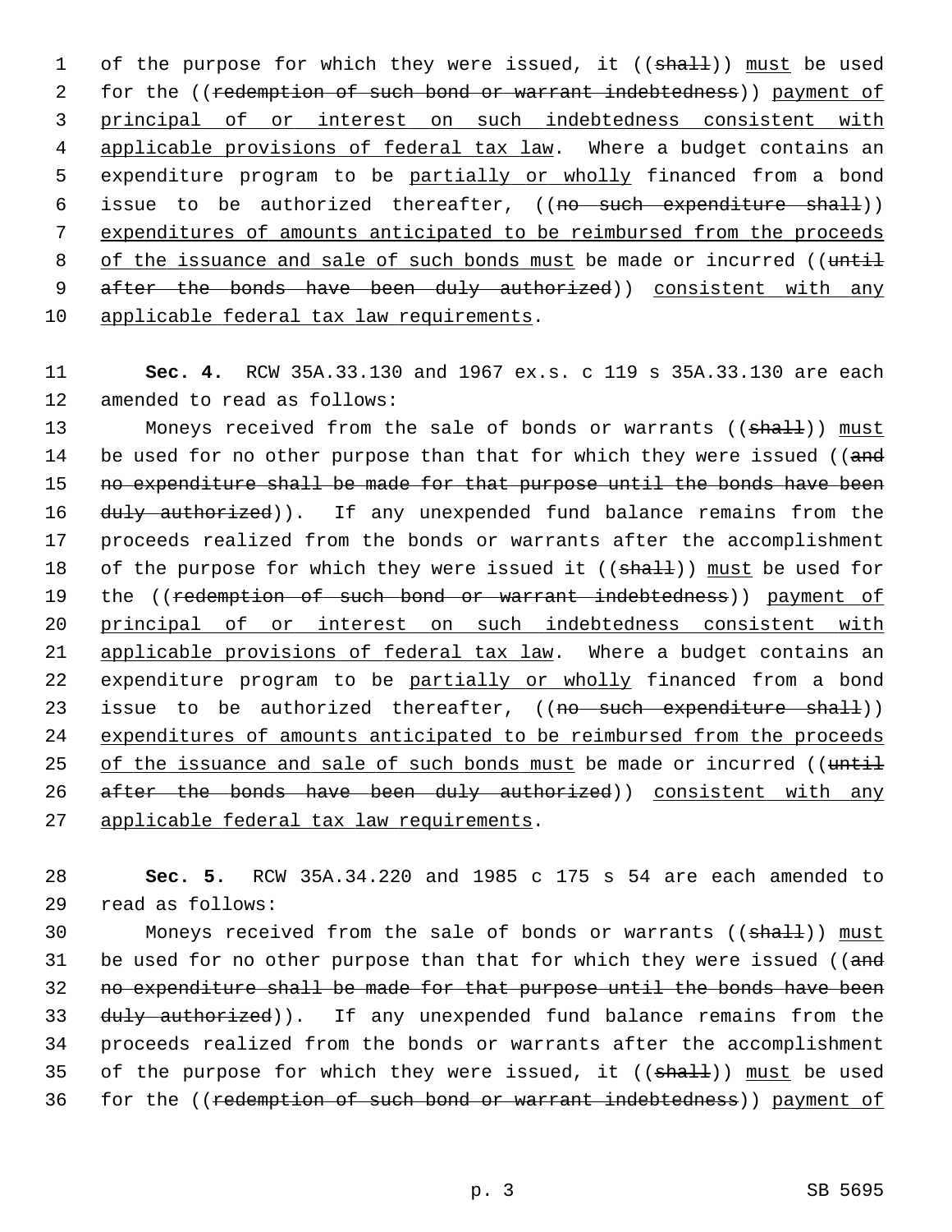of the purpose for which they were issued, it ((~~shall~~)) <u>must</u> be used for the ((~~redemption of such bond or warrant indebtedness~~)) <u>payment of principal of or interest on such indebtedness consistent with applicable provisions of federal tax law</u>. Where a budget contains an expenditure program to be <u>partially or wholly</u> financed from a bond issue to be authorized thereafter, ((~~no such expenditure shall~~)) <u>expenditures of amounts anticipated to be reimbursed from the proceeds of the issuance and sale of such bonds must</u> be made or incurred ((~~until after the bonds have been duly authorized~~)) <u>consistent with any applicable federal tax law requirements</u>.

**Sec. 4.** RCW 35A.33.130 and 1967 ex.s. c 119 s 35A.33.130 are each amended to read as follows:

Moneys received from the sale of bonds or warrants ((~~shall~~)) <u>must</u> be used for no other purpose than that for which they were issued ((~~and no expenditure shall be made for that purpose until the bonds have been duly authorized~~)). If any unexpended fund balance remains from the proceeds realized from the bonds or warrants after the accomplishment of the purpose for which they were issued it ((~~shall~~)) <u>must</u> be used for the ((~~redemption of such bond or warrant indebtedness~~)) <u>payment of principal of or interest on such indebtedness consistent with applicable provisions of federal tax law</u>. Where a budget contains an expenditure program to be <u>partially or wholly</u> financed from a bond issue to be authorized thereafter, ((~~no such expenditure shall~~)) <u>expenditures of amounts anticipated to be reimbursed from the proceeds of the issuance and sale of such bonds must</u> be made or incurred ((~~until after the bonds have been duly authorized~~)) <u>consistent with any applicable federal tax law requirements</u>.

**Sec. 5.** RCW 35A.34.220 and 1985 c 175 s 54 are each amended to read as follows:

Moneys received from the sale of bonds or warrants ((~~shall~~)) <u>must</u> be used for no other purpose than that for which they were issued ((~~and no expenditure shall be made for that purpose until the bonds have been duly authorized~~)). If any unexpended fund balance remains from the proceeds realized from the bonds or warrants after the accomplishment of the purpose for which they were issued, it ((~~shall~~)) <u>must</u> be used for the ((~~redemption of such bond or warrant indebtedness~~)) <u>payment of</u>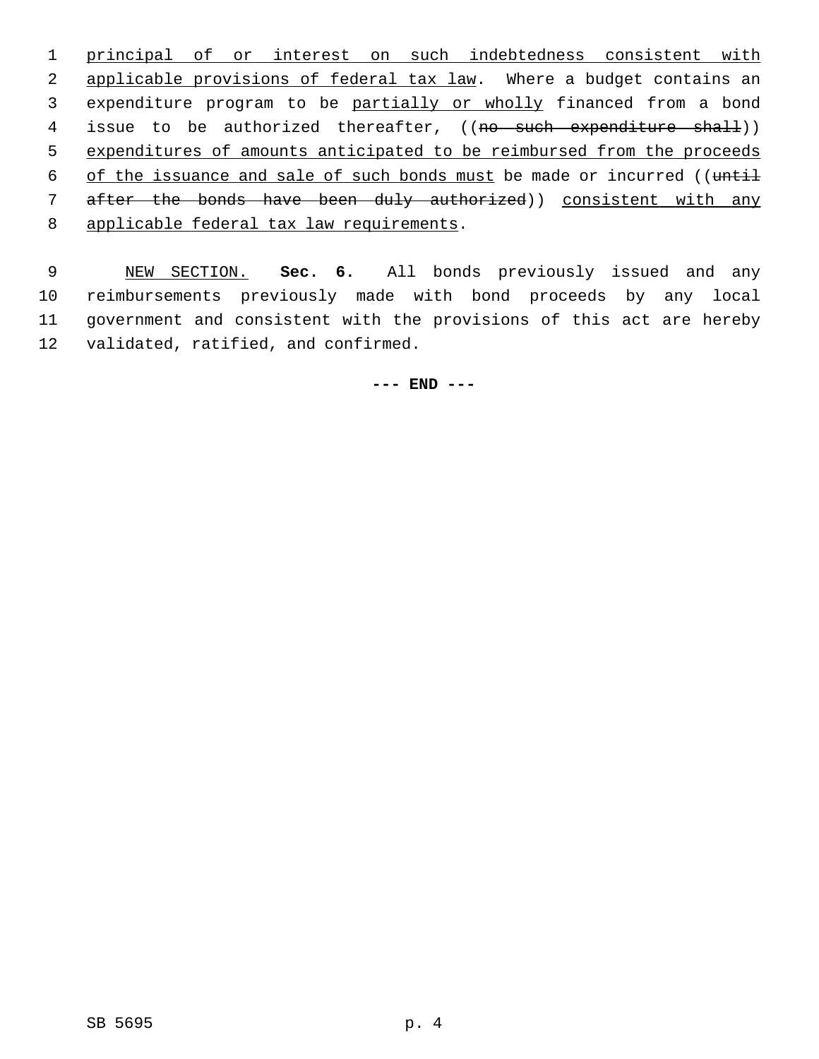principal of or interest on such indebtedness consistent with applicable provisions of federal tax law. Where a budget contains an expenditure program to be partially or wholly financed from a bond issue to be authorized thereafter, ((~~no such expenditure shall~~)) expenditures of amounts anticipated to be reimbursed from the proceeds of the issuance and sale of such bonds must be made or incurred ((~~until after the bonds have been duly authorized~~)) consistent with any applicable federal tax law requirements.

NEW SECTION. **Sec. 6.** All bonds previously issued and any reimbursements previously made with bond proceeds by any local government and consistent with the provisions of this act are hereby validated, ratified, and confirmed.

**--- END ---**